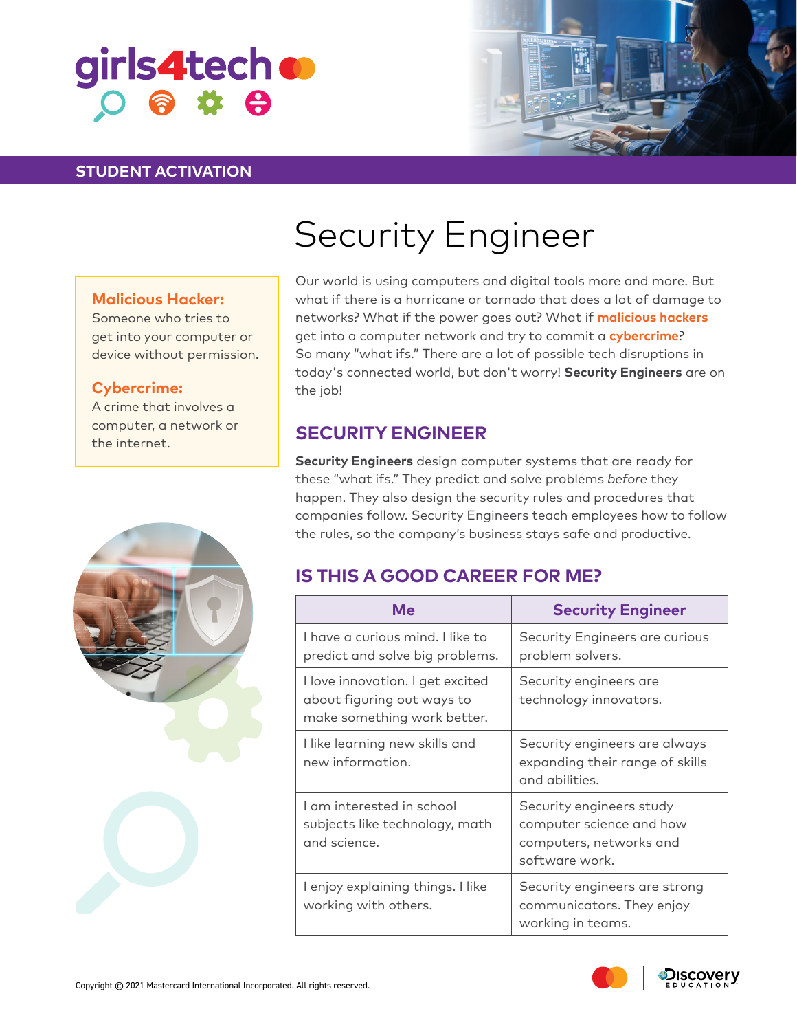girls4tech

STUDENT ACTIVATION

# Security Engineer

**Malicious Hacker:**
Someone who tries to get into your computer or device without permission.

**Cybercrime:**
A crime that involves a computer, a network or the internet.

Our world is using computers and digital tools more and more. But what if there is a hurricane or tornado that does a lot of damage to networks? What if the power goes out? What if **malicious hackers** get into a computer network and try to commit a **cybercrime**? So many "what ifs." There are a lot of possible tech disruptions in today's connected world, but don't worry! **Security Engineers** are on the job!

## SECURITY ENGINEER

**Security Engineers** design computer systems that are ready for these "what ifs." They predict and solve problems *before* they happen. They also design the security rules and procedures that companies follow. Security Engineers teach employees how to follow the rules, so the company's business stays safe and productive.

## IS THIS A GOOD CAREER FOR ME?

| Me | Security Engineer |
|---|---|
| I have a curious mind. I like to predict and solve big problems. | Security Engineers are curious problem solvers. |
| I love innovation. I get excited about figuring out ways to make something work better. | Security engineers are technology innovators. |
| I like learning new skills and new information. | Security engineers are always expanding their range of skills and abilities. |
| I am interested in school subjects like technology, math and science. | Security engineers study computer science and how computers, networks and software work. |
| I enjoy explaining things. I like working with others. | Security engineers are strong communicators. They enjoy working in teams. |

Copyright © 2021 Mastercard International Incorporated. All rights reserved.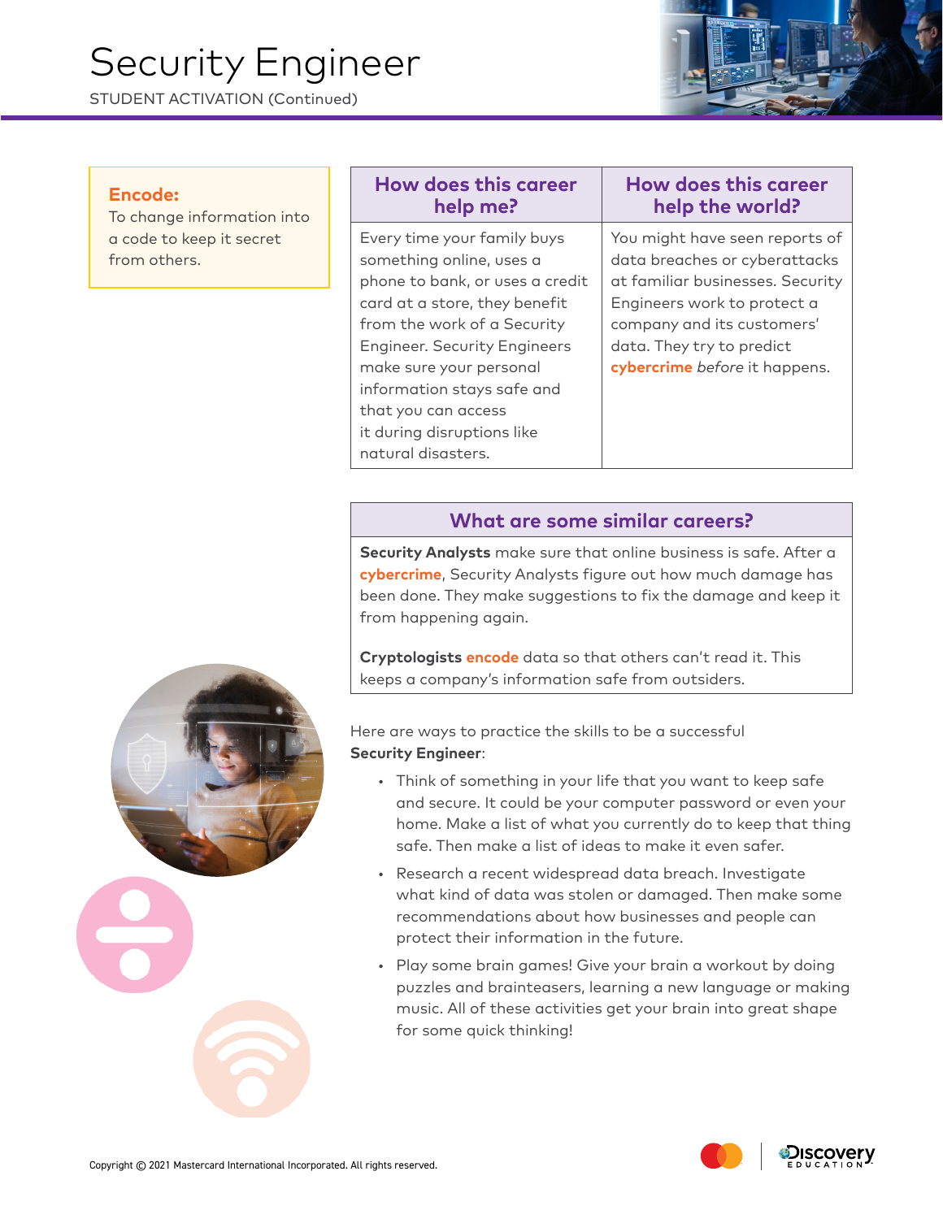# Security Engineer

STUDENT ACTIVATION (Continued)

**Encode:**
To change information into a code to keep it secret from others.

| How does this career help me? | How does this career help the world? |
|---|---|
| Every time your family buys something online, uses a phone to bank, or uses a credit card at a store, they benefit from the work of a Security Engineer. Security Engineers make sure your personal information stays safe and that you can access it during disruptions like natural disasters. | You might have seen reports of data breaches or cyberattacks at familiar businesses. Security Engineers work to protect a company and its customers' data. They try to predict **cybercrime** *before* it happens. |

## What are some similar careers?

**Security Analysts** make sure that online business is safe. After a **cybercrime**, Security Analysts figure out how much damage has been done. They make suggestions to fix the damage and keep it from happening again.

**Cryptologists** **encode** data so that others can't read it. This keeps a company's information safe from outsiders.

Here are ways to practice the skills to be a successful **Security Engineer**:

- Think of something in your life that you want to keep safe and secure. It could be your computer password or even your home. Make a list of what you currently do to keep that thing safe. Then make a list of ideas to make it even safer.
- Research a recent widespread data breach. Investigate what kind of data was stolen or damaged. Then make some recommendations about how businesses and people can protect their information in the future.
- Play some brain games! Give your brain a workout by doing puzzles and brainteasers, learning a new language or making music. All of these activities get your brain into great shape for some quick thinking!

Copyright © 2021 Mastercard International Incorporated. All rights reserved.